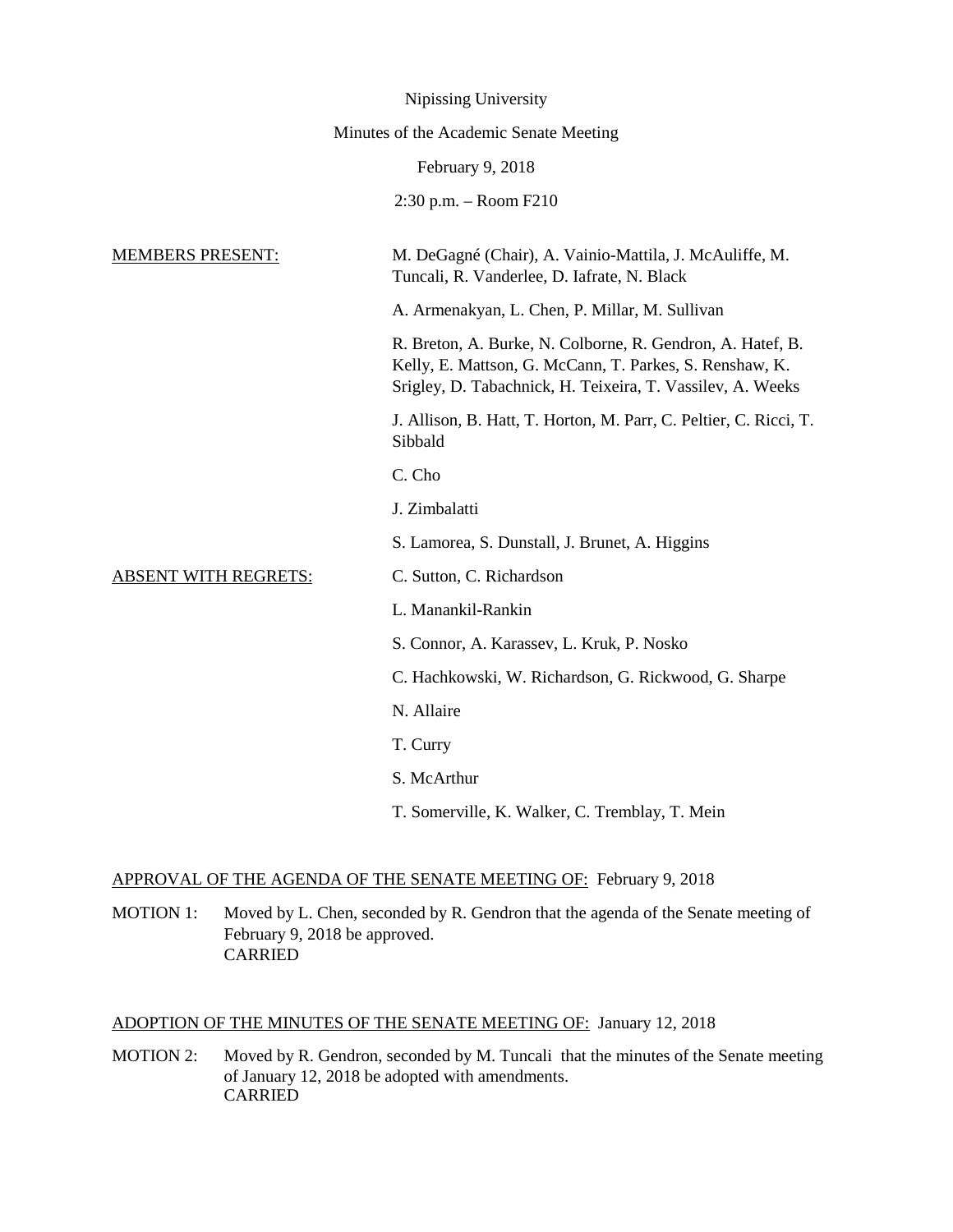Nipissing University

Minutes of the Academic Senate Meeting

February 9, 2018

2:30 p.m. – Room F210

<u>MEMBERS PRESENT:</u>

M. DeGagné (Chair), A. Vainio-Mattila, J. McAuliffe, M. Tuncali, R. Vanderlee, D. Iafrate, N. Black

A. Armenakyan, L. Chen, P. Millar, M. Sullivan

R. Breton, A. Burke, N. Colborne, R. Gendron, A. Hatef, B. Kelly, E. Mattson, G. McCann, T. Parkes, S. Renshaw, K. Srigley, D. Tabachnick, H. Teixeira, T. Vassilev, A. Weeks

J. Allison, B. Hatt, T. Horton, M. Parr, C. Peltier, C. Ricci, T. Sibbald

C. Cho

J. Zimbalatti

S. Lamorea, S. Dunstall, J. Brunet, A. Higgins

<u>ABSENT WITH REGRETS:</u>

C. Sutton, C. Richardson

L. Manankil-Rankin

S. Connor, A. Karassev, L. Kruk, P. Nosko

C. Hachkowski, W. Richardson, G. Rickwood, G. Sharpe

N. Allaire

T. Curry

S. McArthur

T. Somerville, K. Walker, C. Tremblay, T. Mein

<u>APPROVAL OF THE AGENDA OF THE SENATE MEETING OF:</u> February 9, 2018

MOTION 1: Moved by L. Chen, seconded by R. Gendron that the agenda of the Senate meeting of February 9, 2018 be approved.
CARRIED

<u>ADOPTION OF THE MINUTES OF THE SENATE MEETING OF:</u> January 12, 2018

MOTION 2: Moved by R. Gendron, seconded by M. Tuncali that the minutes of the Senate meeting of January 12, 2018 be adopted with amendments.
CARRIED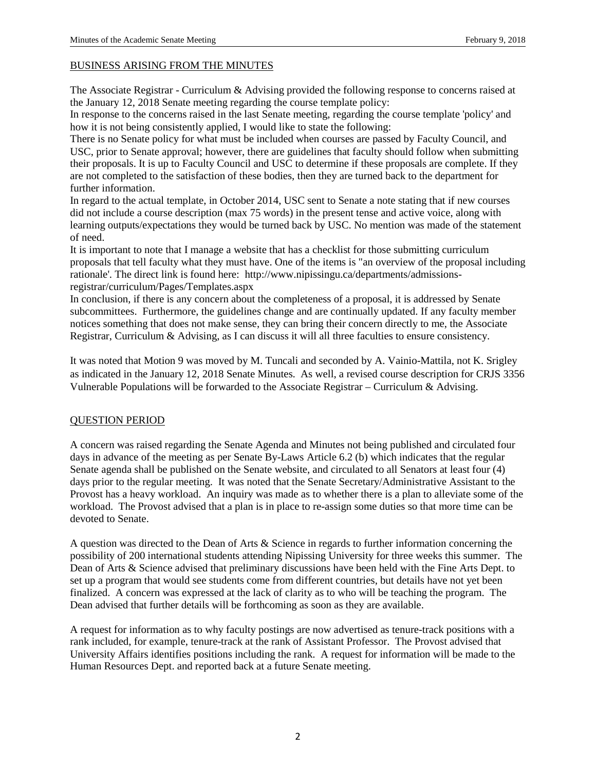## BUSINESS ARISING FROM THE MINUTES

The Associate Registrar - Curriculum & Advising provided the following response to concerns raised at the January 12, 2018 Senate meeting regarding the course template policy:

In response to the concerns raised in the last Senate meeting, regarding the course template 'policy' and how it is not being consistently applied, I would like to state the following:

There is no Senate policy for what must be included when courses are passed by Faculty Council, and USC, prior to Senate approval; however, there are guidelines that faculty should follow when submitting their proposals. It is up to Faculty Council and USC to determine if these proposals are complete. If they are not completed to the satisfaction of these bodies, then they are turned back to the department for further information.

In regard to the actual template, in October 2014, USC sent to Senate a note stating that if new courses did not include a course description (max 75 words) in the present tense and active voice, along with learning outputs/expectations they would be turned back by USC. No mention was made of the statement of need.

It is important to note that I manage a website that has a checklist for those submitting curriculum proposals that tell faculty what they must have. One of the items is "an overview of the proposal including rationale'. The direct link is found here: http://www.nipissingu.ca/departments/admissions-registrar/curriculum/Pages/Templates.aspx

In conclusion, if there is any concern about the completeness of a proposal, it is addressed by Senate subcommittees. Furthermore, the guidelines change and are continually updated. If any faculty member notices something that does not make sense, they can bring their concern directly to me, the Associate Registrar, Curriculum & Advising, as I can discuss it will all three faculties to ensure consistency.

It was noted that Motion 9 was moved by M. Tuncali and seconded by A. Vainio-Mattila, not K. Srigley as indicated in the January 12, 2018 Senate Minutes. As well, a revised course description for CRJS 3356 Vulnerable Populations will be forwarded to the Associate Registrar – Curriculum & Advising.

## QUESTION PERIOD

A concern was raised regarding the Senate Agenda and Minutes not being published and circulated four days in advance of the meeting as per Senate By-Laws Article 6.2 (b) which indicates that the regular Senate agenda shall be published on the Senate website, and circulated to all Senators at least four (4) days prior to the regular meeting. It was noted that the Senate Secretary/Administrative Assistant to the Provost has a heavy workload. An inquiry was made as to whether there is a plan to alleviate some of the workload. The Provost advised that a plan is in place to re-assign some duties so that more time can be devoted to Senate.

A question was directed to the Dean of Arts & Science in regards to further information concerning the possibility of 200 international students attending Nipissing University for three weeks this summer. The Dean of Arts & Science advised that preliminary discussions have been held with the Fine Arts Dept. to set up a program that would see students come from different countries, but details have not yet been finalized. A concern was expressed at the lack of clarity as to who will be teaching the program. The Dean advised that further details will be forthcoming as soon as they are available.

A request for information as to why faculty postings are now advertised as tenure-track positions with a rank included, for example, tenure-track at the rank of Assistant Professor. The Provost advised that University Affairs identifies positions including the rank. A request for information will be made to the Human Resources Dept. and reported back at a future Senate meeting.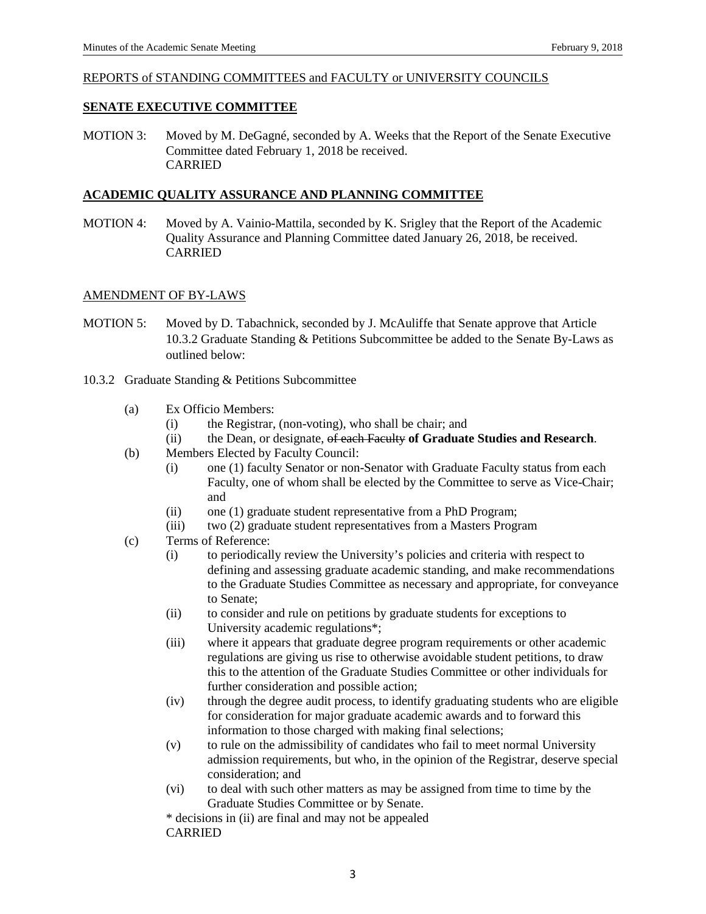REPORTS of STANDING COMMITTEES and FACULTY or UNIVERSITY COUNCILS

## SENATE EXECUTIVE COMMITTEE

MOTION 3: Moved by M. DeGagné, seconded by A. Weeks that the Report of the Senate Executive Committee dated February 1, 2018 be received.
CARRIED

## ACADEMIC QUALITY ASSURANCE AND PLANNING COMMITTEE

MOTION 4: Moved by A. Vainio-Mattila, seconded by K. Srigley that the Report of the Academic Quality Assurance and Planning Committee dated January 26, 2018, be received.
CARRIED

AMENDMENT OF BY-LAWS

MOTION 5: Moved by D. Tabachnick, seconded by J. McAuliffe that Senate approve that Article 10.3.2 Graduate Standing & Petitions Subcommittee be added to the Senate By-Laws as outlined below:

10.3.2 Graduate Standing & Petitions Subcommittee

- (a) Ex Officio Members:
  - (i) the Registrar, (non-voting), who shall be chair; and
  - (ii) the Dean, or designate, ~~of each Faculty~~ **of Graduate Studies and Research**.
- (b) Members Elected by Faculty Council:
  - (i) one (1) faculty Senator or non-Senator with Graduate Faculty status from each Faculty, one of whom shall be elected by the Committee to serve as Vice-Chair; and
  - (ii) one (1) graduate student representative from a PhD Program;
  - (iii) two (2) graduate student representatives from a Masters Program
- (c) Terms of Reference:
  - (i) to periodically review the University's policies and criteria with respect to defining and assessing graduate academic standing, and make recommendations to the Graduate Studies Committee as necessary and appropriate, for conveyance to Senate;
  - (ii) to consider and rule on petitions by graduate students for exceptions to University academic regulations*;
  - (iii) where it appears that graduate degree program requirements or other academic regulations are giving us rise to otherwise avoidable student petitions, to draw this to the attention of the Graduate Studies Committee or other individuals for further consideration and possible action;
  - (iv) through the degree audit process, to identify graduating students who are eligible for consideration for major graduate academic awards and to forward this information to those charged with making final selections;
  - (v) to rule on the admissibility of candidates who fail to meet normal University admission requirements, but who, in the opinion of the Registrar, deserve special consideration; and
  - (vi) to deal with such other matters as may be assigned from time to time by the Graduate Studies Committee or by Senate.

  * decisions in (ii) are final and may not be appealed

  CARRIED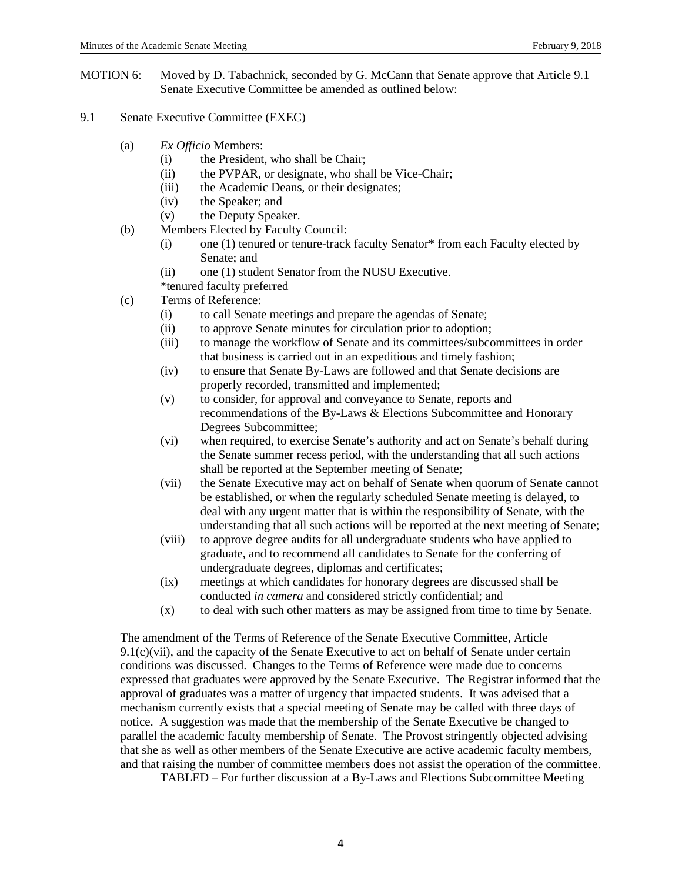MOTION 6: Moved by D. Tabachnick, seconded by G. McCann that Senate approve that Article 9.1 Senate Executive Committee be amended as outlined below:

9.1 Senate Executive Committee (EXEC)

(a) *Ex Officio* Members:
- (i) the President, who shall be Chair;
- (ii) the PVPAR, or designate, who shall be Vice-Chair;
- (iii) the Academic Deans, or their designates;
- (iv) the Speaker; and
- (v) the Deputy Speaker.

(b) Members Elected by Faculty Council:
- (i) one (1) tenured or tenure-track faculty Senator* from each Faculty elected by Senate; and
- (ii) one (1) student Senator from the NUSU Executive.

*tenured faculty preferred

(c) Terms of Reference:
- (i) to call Senate meetings and prepare the agendas of Senate;
- (ii) to approve Senate minutes for circulation prior to adoption;
- (iii) to manage the workflow of Senate and its committees/subcommittees in order that business is carried out in an expeditious and timely fashion;
- (iv) to ensure that Senate By-Laws are followed and that Senate decisions are properly recorded, transmitted and implemented;
- (v) to consider, for approval and conveyance to Senate, reports and recommendations of the By-Laws & Elections Subcommittee and Honorary Degrees Subcommittee;
- (vi) when required, to exercise Senate's authority and act on Senate's behalf during the Senate summer recess period, with the understanding that all such actions shall be reported at the September meeting of Senate;
- (vii) the Senate Executive may act on behalf of Senate when quorum of Senate cannot be established, or when the regularly scheduled Senate meeting is delayed, to deal with any urgent matter that is within the responsibility of Senate, with the understanding that all such actions will be reported at the next meeting of Senate;
- (viii) to approve degree audits for all undergraduate students who have applied to graduate, and to recommend all candidates to Senate for the conferring of undergraduate degrees, diplomas and certificates;
- (ix) meetings at which candidates for honorary degrees are discussed shall be conducted *in camera* and considered strictly confidential; and
- (x) to deal with such other matters as may be assigned from time to time by Senate.

The amendment of the Terms of Reference of the Senate Executive Committee, Article 9.1(c)(vii), and the capacity of the Senate Executive to act on behalf of Senate under certain conditions was discussed. Changes to the Terms of Reference were made due to concerns expressed that graduates were approved by the Senate Executive. The Registrar informed that the approval of graduates was a matter of urgency that impacted students. It was advised that a mechanism currently exists that a special meeting of Senate may be called with three days of notice. A suggestion was made that the membership of the Senate Executive be changed to parallel the academic faculty membership of Senate. The Provost stringently objected advising that she as well as other members of the Senate Executive are active academic faculty members, and that raising the number of committee members does not assist the operation of the committee.

TABLED – For further discussion at a By-Laws and Elections Subcommittee Meeting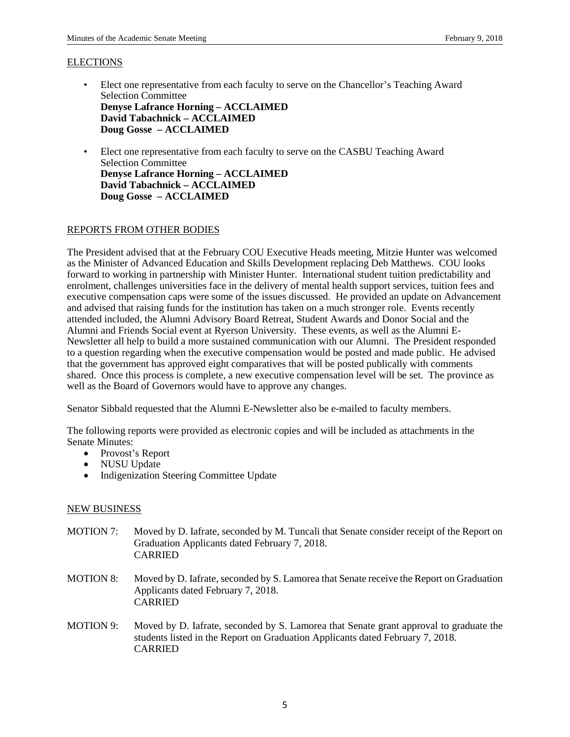## ELECTIONS

- Elect one representative from each faculty to serve on the Chancellor's Teaching Award Selection Committee
  **Denyse Lafrance Horning – ACCLAIMED**
  **David Tabachnick – ACCLAIMED**
  **Doug Gosse – ACCLAIMED**

- Elect one representative from each faculty to serve on the CASBU Teaching Award Selection Committee
  **Denyse Lafrance Horning – ACCLAIMED**
  **David Tabachnick – ACCLAIMED**
  **Doug Gosse – ACCLAIMED**

## REPORTS FROM OTHER BODIES

The President advised that at the February COU Executive Heads meeting, Mitzie Hunter was welcomed as the Minister of Advanced Education and Skills Development replacing Deb Matthews. COU looks forward to working in partnership with Minister Hunter. International student tuition predictability and enrolment, challenges universities face in the delivery of mental health support services, tuition fees and executive compensation caps were some of the issues discussed. He provided an update on Advancement and advised that raising funds for the institution has taken on a much stronger role. Events recently attended included, the Alumni Advisory Board Retreat, Student Awards and Donor Social and the Alumni and Friends Social event at Ryerson University. These events, as well as the Alumni E-Newsletter all help to build a more sustained communication with our Alumni. The President responded to a question regarding when the executive compensation would be posted and made public. He advised that the government has approved eight comparatives that will be posted publically with comments shared. Once this process is complete, a new executive compensation level will be set. The province as well as the Board of Governors would have to approve any changes.

Senator Sibbald requested that the Alumni E-Newsletter also be e-mailed to faculty members.

The following reports were provided as electronic copies and will be included as attachments in the Senate Minutes:

- Provost's Report
- NUSU Update
- Indigenization Steering Committee Update

## NEW BUSINESS

MOTION 7: Moved by D. Iafrate, seconded by M. Tuncali that Senate consider receipt of the Report on Graduation Applicants dated February 7, 2018.
CARRIED

MOTION 8: Moved by D. Iafrate, seconded by S. Lamorea that Senate receive the Report on Graduation Applicants dated February 7, 2018.
CARRIED

MOTION 9: Moved by D. Iafrate, seconded by S. Lamorea that Senate grant approval to graduate the students listed in the Report on Graduation Applicants dated February 7, 2018.
CARRIED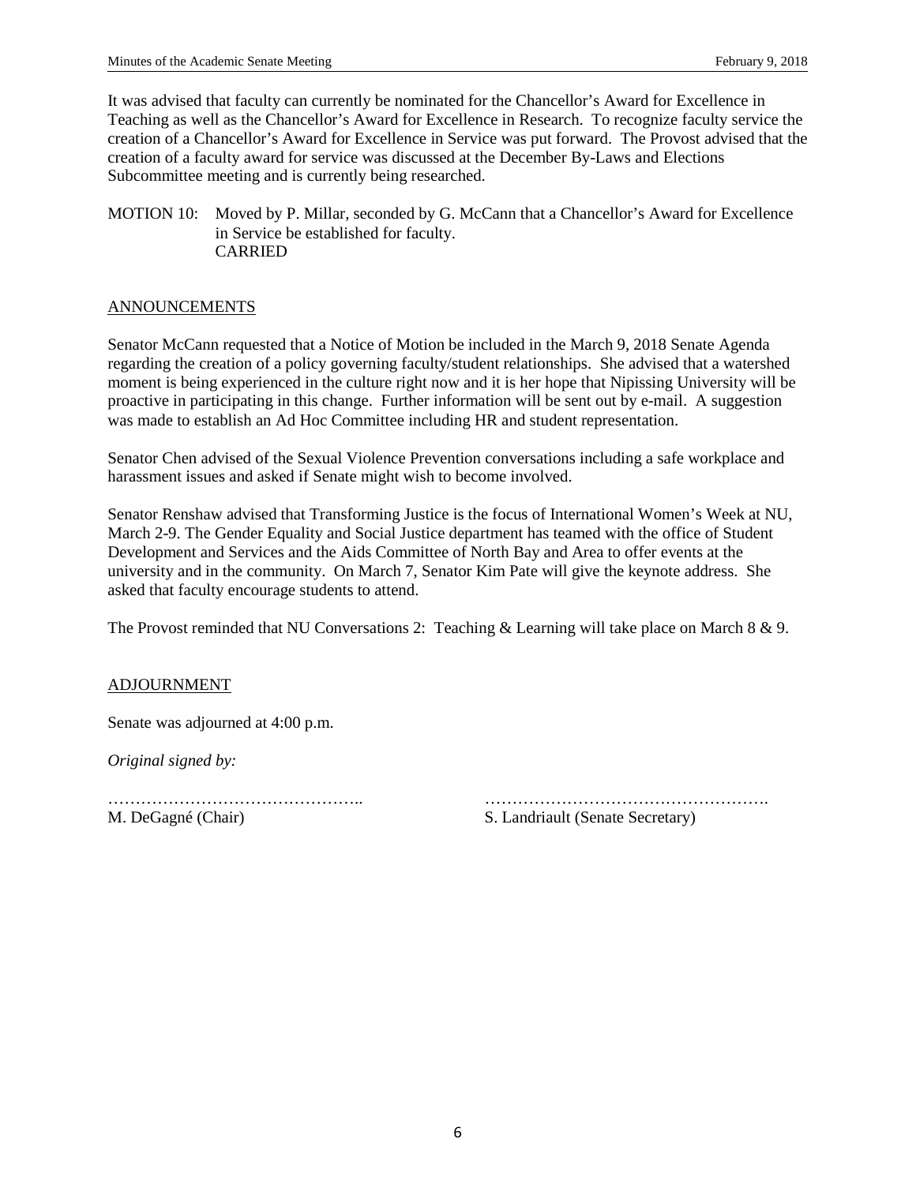It was advised that faculty can currently be nominated for the Chancellor's Award for Excellence in Teaching as well as the Chancellor's Award for Excellence in Research. To recognize faculty service the creation of a Chancellor's Award for Excellence in Service was put forward. The Provost advised that the creation of a faculty award for service was discussed at the December By-Laws and Elections Subcommittee meeting and is currently being researched.

MOTION 10: Moved by P. Millar, seconded by G. McCann that a Chancellor's Award for Excellence in Service be established for faculty.
CARRIED

## ANNOUNCEMENTS

Senator McCann requested that a Notice of Motion be included in the March 9, 2018 Senate Agenda regarding the creation of a policy governing faculty/student relationships. She advised that a watershed moment is being experienced in the culture right now and it is her hope that Nipissing University will be proactive in participating in this change. Further information will be sent out by e-mail. A suggestion was made to establish an Ad Hoc Committee including HR and student representation.

Senator Chen advised of the Sexual Violence Prevention conversations including a safe workplace and harassment issues and asked if Senate might wish to become involved.

Senator Renshaw advised that Transforming Justice is the focus of International Women's Week at NU, March 2-9. The Gender Equality and Social Justice department has teamed with the office of Student Development and Services and the Aids Committee of North Bay and Area to offer events at the university and in the community. On March 7, Senator Kim Pate will give the keynote address. She asked that faculty encourage students to attend.

The Provost reminded that NU Conversations 2: Teaching & Learning will take place on March 8 & 9.

## ADJOURNMENT

Senate was adjourned at 4:00 p.m.

*Original signed by:*

……………………………………….. ……………………………………………

M. DeGagné (Chair) S. Landriault (Senate Secretary)